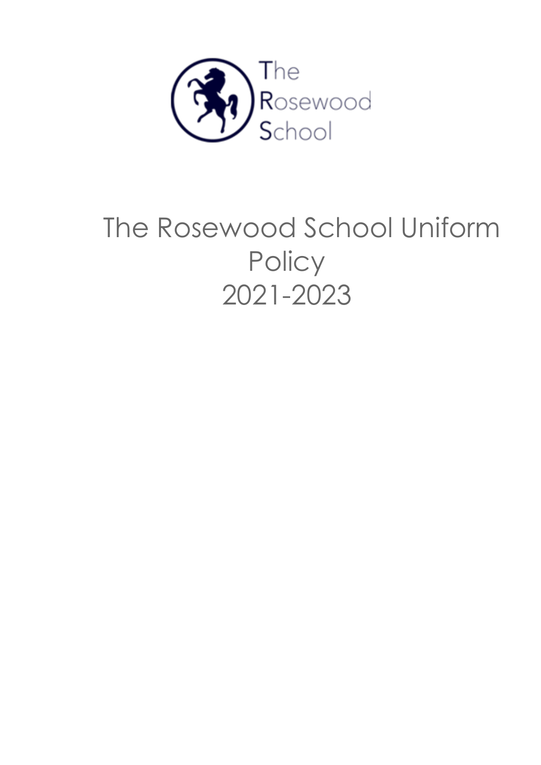The Rosewood School

# The Rosewood School Uniform Policy 2021-2023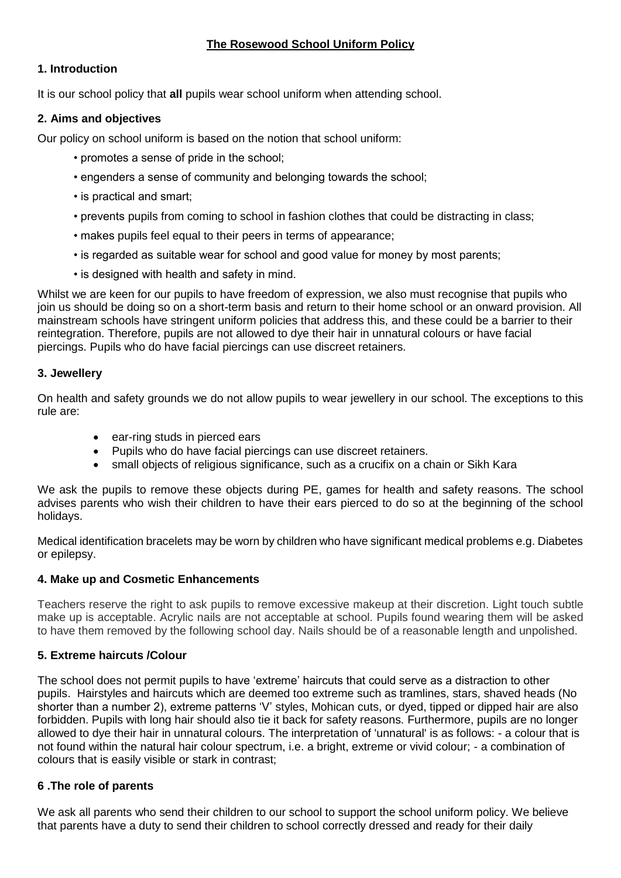**The Rosewood School Uniform Policy**

## 1. Introduction

It is our school policy that **all** pupils wear school uniform when attending school.

## 2. Aims and objectives

Our policy on school uniform is based on the notion that school uniform:

- promotes a sense of pride in the school;
- engenders a sense of community and belonging towards the school;
- is practical and smart;
- prevents pupils from coming to school in fashion clothes that could be distracting in class;
- makes pupils feel equal to their peers in terms of appearance;
- is regarded as suitable wear for school and good value for money by most parents;
- is designed with health and safety in mind.

Whilst we are keen for our pupils to have freedom of expression, we also must recognise that pupils who join us should be doing so on a short-term basis and return to their home school or an onward provision. All mainstream schools have stringent uniform policies that address this, and these could be a barrier to their reintegration. Therefore, pupils are not allowed to dye their hair in unnatural colours or have facial piercings. Pupils who do have facial piercings can use discreet retainers.

## 3. Jewellery

On health and safety grounds we do not allow pupils to wear jewellery in our school. The exceptions to this rule are:

- ear-ring studs in pierced ears
- Pupils who do have facial piercings can use discreet retainers.
- small objects of religious significance, such as a crucifix on a chain or Sikh Kara

We ask the pupils to remove these objects during PE, games for health and safety reasons. The school advises parents who wish their children to have their ears pierced to do so at the beginning of the school holidays.

Medical identification bracelets may be worn by children who have significant medical problems e.g. Diabetes or epilepsy.

## 4. Make up and Cosmetic Enhancements

Teachers reserve the right to ask pupils to remove excessive makeup at their discretion. Light touch subtle make up is acceptable. Acrylic nails are not acceptable at school. Pupils found wearing them will be asked to have them removed by the following school day. Nails should be of a reasonable length and unpolished.

## 5. Extreme haircuts /Colour

The school does not permit pupils to have 'extreme' haircuts that could serve as a distraction to other pupils. Hairstyles and haircuts which are deemed too extreme such as tramlines, stars, shaved heads (No shorter than a number 2), extreme patterns 'V' styles, Mohican cuts, or dyed, tipped or dipped hair are also forbidden. Pupils with long hair should also tie it back for safety reasons. Furthermore, pupils are no longer allowed to dye their hair in unnatural colours. The interpretation of 'unnatural' is as follows: - a colour that is not found within the natural hair colour spectrum, i.e. a bright, extreme or vivid colour; - a combination of colours that is easily visible or stark in contrast;

## 6 .The role of parents

We ask all parents who send their children to our school to support the school uniform policy. We believe that parents have a duty to send their children to school correctly dressed and ready for their daily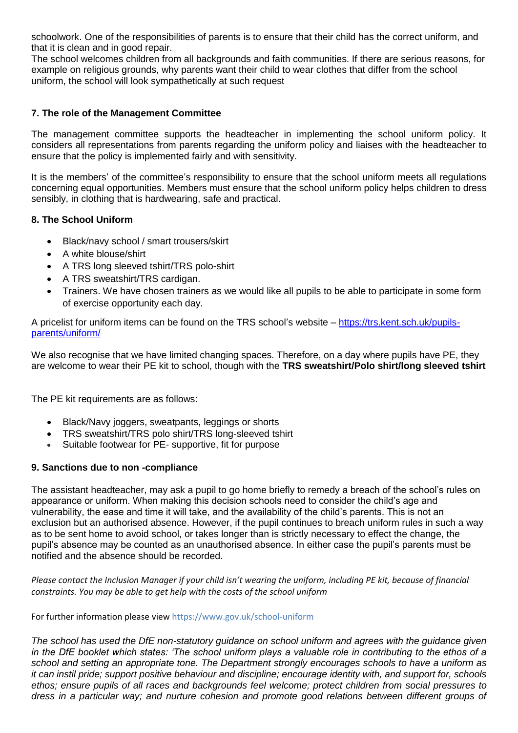schoolwork. One of the responsibilities of parents is to ensure that their child has the correct uniform, and that it is clean and in good repair.
The school welcomes children from all backgrounds and faith communities. If there are serious reasons, for example on religious grounds, why parents want their child to wear clothes that differ from the school uniform, the school will look sympathetically at such request

### 7. The role of the Management Committee

The management committee supports the headteacher in implementing the school uniform policy. It considers all representations from parents regarding the uniform policy and liaises with the headteacher to ensure that the policy is implemented fairly and with sensitivity.

It is the members' of the committee's responsibility to ensure that the school uniform meets all regulations concerning equal opportunities. Members must ensure that the school uniform policy helps children to dress sensibly, in clothing that is hardwearing, safe and practical.

### 8. The School Uniform

- Black/navy school / smart trousers/skirt
- A white blouse/shirt
- A TRS long sleeved tshirt/TRS polo-shirt
- A TRS sweatshirt/TRS cardigan.
- Trainers. We have chosen trainers as we would like all pupils to be able to participate in some form of exercise opportunity each day.

A pricelist for uniform items can be found on the TRS school's website – [https://trs.kent.sch.uk/pupils-parents/uniform/](https://trs.kent.sch.uk/pupils-parents/uniform/)

We also recognise that we have limited changing spaces. Therefore, on a day where pupils have PE, they are welcome to wear their PE kit to school, though with the **TRS sweatshirt/Polo shirt/long sleeved tshirt**

The PE kit requirements are as follows:

- Black/Navy joggers, sweatpants, leggings or shorts
- TRS sweatshirt/TRS polo shirt/TRS long-sleeved tshirt
- Suitable footwear for PE- supportive, fit for purpose

### 9. Sanctions due to non -compliance

The assistant headteacher, may ask a pupil to go home briefly to remedy a breach of the school's rules on appearance or uniform. When making this decision schools need to consider the child's age and vulnerability, the ease and time it will take, and the availability of the child's parents. This is not an exclusion but an authorised absence. However, if the pupil continues to breach uniform rules in such a way as to be sent home to avoid school, or takes longer than is strictly necessary to effect the change, the pupil's absence may be counted as an unauthorised absence. In either case the pupil's parents must be notified and the absence should be recorded.

*Please contact the Inclusion Manager if your child isn't wearing the uniform, including PE kit, because of financial constraints. You may be able to get help with the costs of the school uniform*

For further information please view https://www.gov.uk/school-uniform

*The school has used the DfE non-statutory guidance on school uniform and agrees with the guidance given in the DfE booklet which states: 'The school uniform plays a valuable role in contributing to the ethos of a school and setting an appropriate tone. The Department strongly encourages schools to have a uniform as it can instil pride; support positive behaviour and discipline; encourage identity with, and support for, schools ethos; ensure pupils of all races and backgrounds feel welcome; protect children from social pressures to dress in a particular way; and nurture cohesion and promote good relations between different groups of*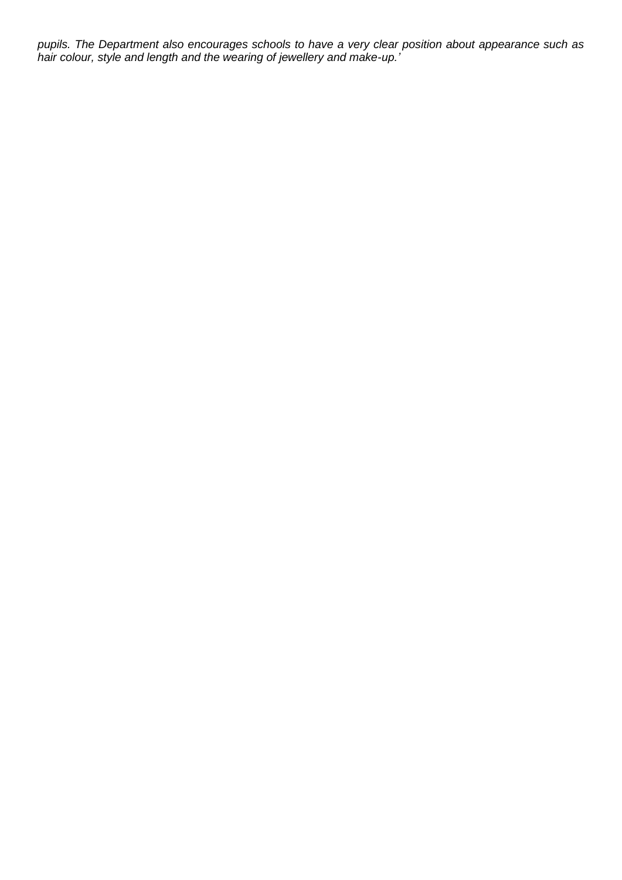*pupils. The Department also encourages schools to have a very clear position about appearance such as hair colour, style and length and the wearing of jewellery and make-up.'*